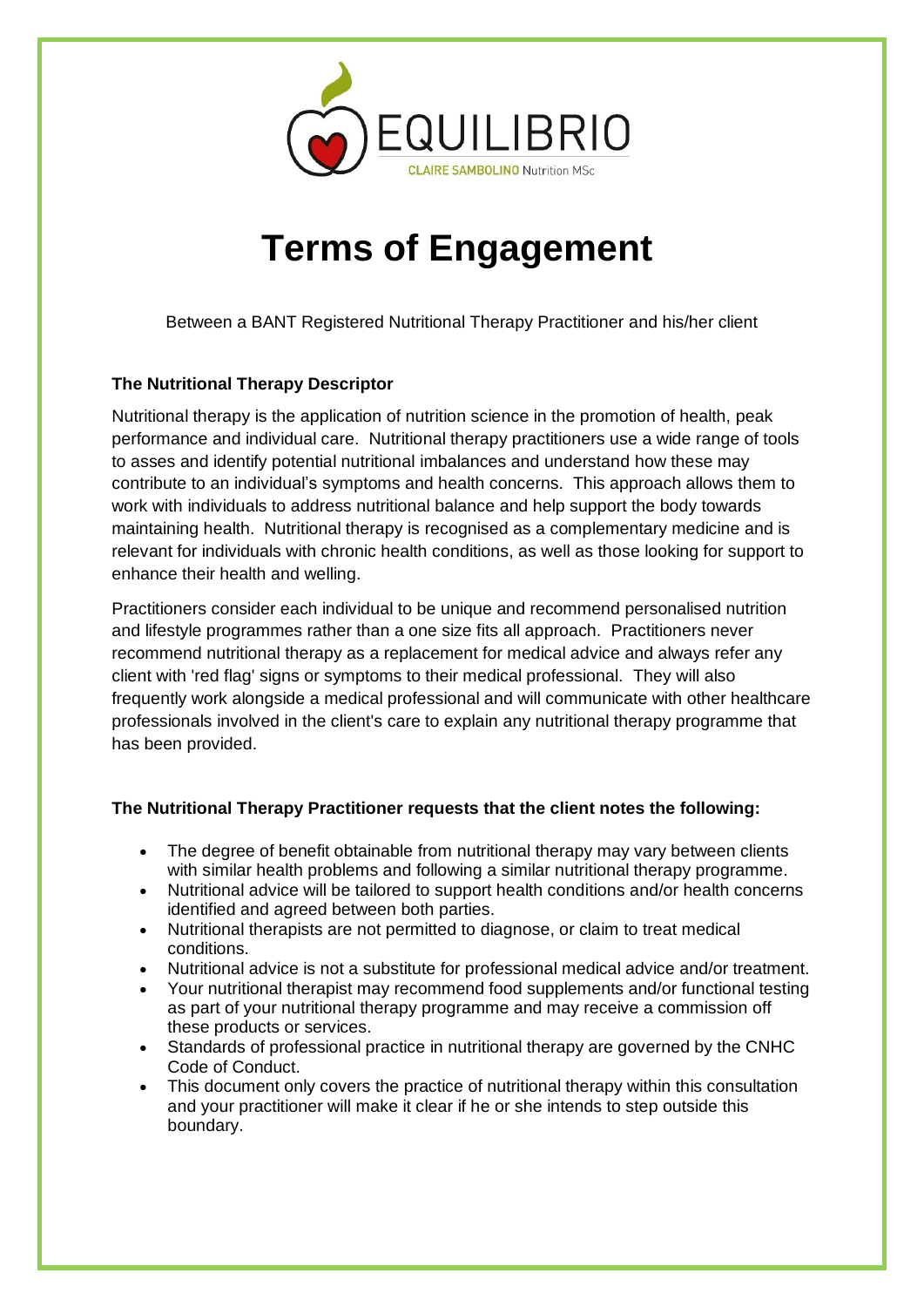EQUILIBRIO

CLAIRE SAMBOLINO Nutrition MSc

# Terms of Engagement

Between a BANT Registered Nutritional Therapy Practitioner and his/her client

**The Nutritional Therapy Descriptor**

Nutritional therapy is the application of nutrition science in the promotion of health, peak performance and individual care. Nutritional therapy practitioners use a wide range of tools to asses and identify potential nutritional imbalances and understand how these may contribute to an individual's symptoms and health concerns. This approach allows them to work with individuals to address nutritional balance and help support the body towards maintaining health. Nutritional therapy is recognised as a complementary medicine and is relevant for individuals with chronic health conditions, as well as those looking for support to enhance their health and welling.

Practitioners consider each individual to be unique and recommend personalised nutrition and lifestyle programmes rather than a one size fits all approach. Practitioners never recommend nutritional therapy as a replacement for medical advice and always refer any client with 'red flag' signs or symptoms to their medical professional. They will also frequently work alongside a medical professional and will communicate with other healthcare professionals involved in the client's care to explain any nutritional therapy programme that has been provided.

**The Nutritional Therapy Practitioner requests that the client notes the following:**

- The degree of benefit obtainable from nutritional therapy may vary between clients with similar health problems and following a similar nutritional therapy programme.
- Nutritional advice will be tailored to support health conditions and/or health concerns identified and agreed between both parties.
- Nutritional therapists are not permitted to diagnose, or claim to treat medical conditions.
- Nutritional advice is not a substitute for professional medical advice and/or treatment.
- Your nutritional therapist may recommend food supplements and/or functional testing as part of your nutritional therapy programme and may receive a commission off these products or services.
- Standards of professional practice in nutritional therapy are governed by the CNHC Code of Conduct.
- This document only covers the practice of nutritional therapy within this consultation and your practitioner will make it clear if he or she intends to step outside this boundary.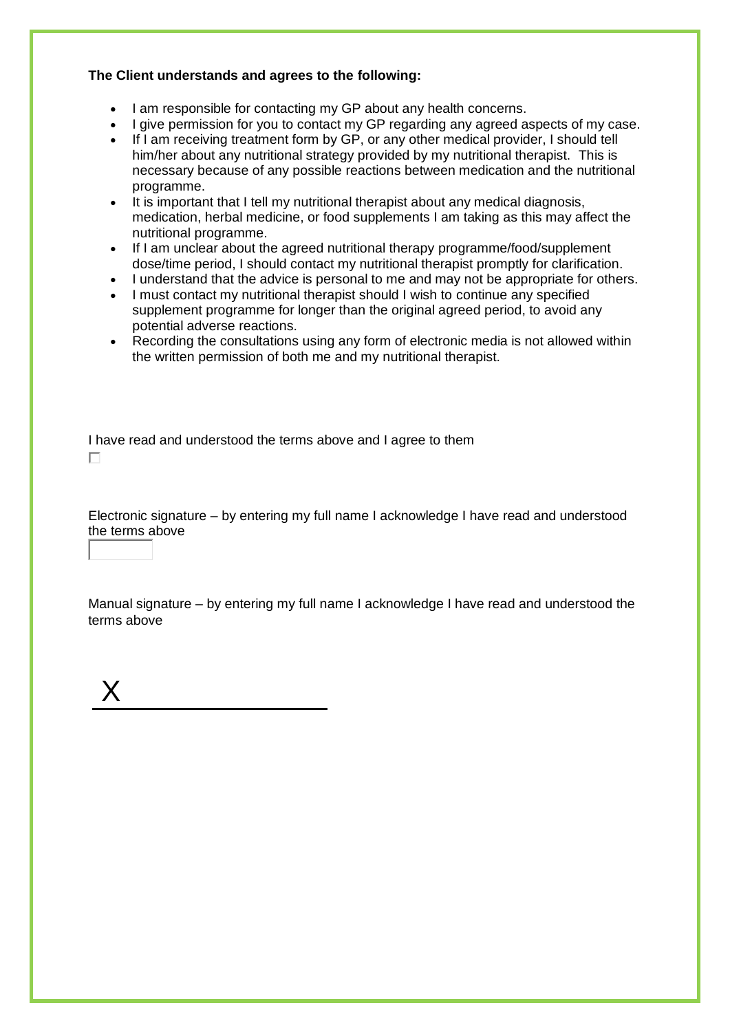**The Client understands and agrees to the following:**

- I am responsible for contacting my GP about any health concerns.
- I give permission for you to contact my GP regarding any agreed aspects of my case.
- If I am receiving treatment form by GP, or any other medical provider, I should tell him/her about any nutritional strategy provided by my nutritional therapist. This is necessary because of any possible reactions between medication and the nutritional programme.
- It is important that I tell my nutritional therapist about any medical diagnosis, medication, herbal medicine, or food supplements I am taking as this may affect the nutritional programme.
- If I am unclear about the agreed nutritional therapy programme/food/supplement dose/time period, I should contact my nutritional therapist promptly for clarification.
- I understand that the advice is personal to me and may not be appropriate for others.
- I must contact my nutritional therapist should I wish to continue any specified supplement programme for longer than the original agreed period, to avoid any potential adverse reactions.
- Recording the consultations using any form of electronic media is not allowed within the written permission of both me and my nutritional therapist.

I have read and understood the terms above and I agree to them

☐

Electronic signature – by entering my full name I acknowledge I have read and understood the terms above

Manual signature – by entering my full name I acknowledge I have read and understood the terms above

X ______________________